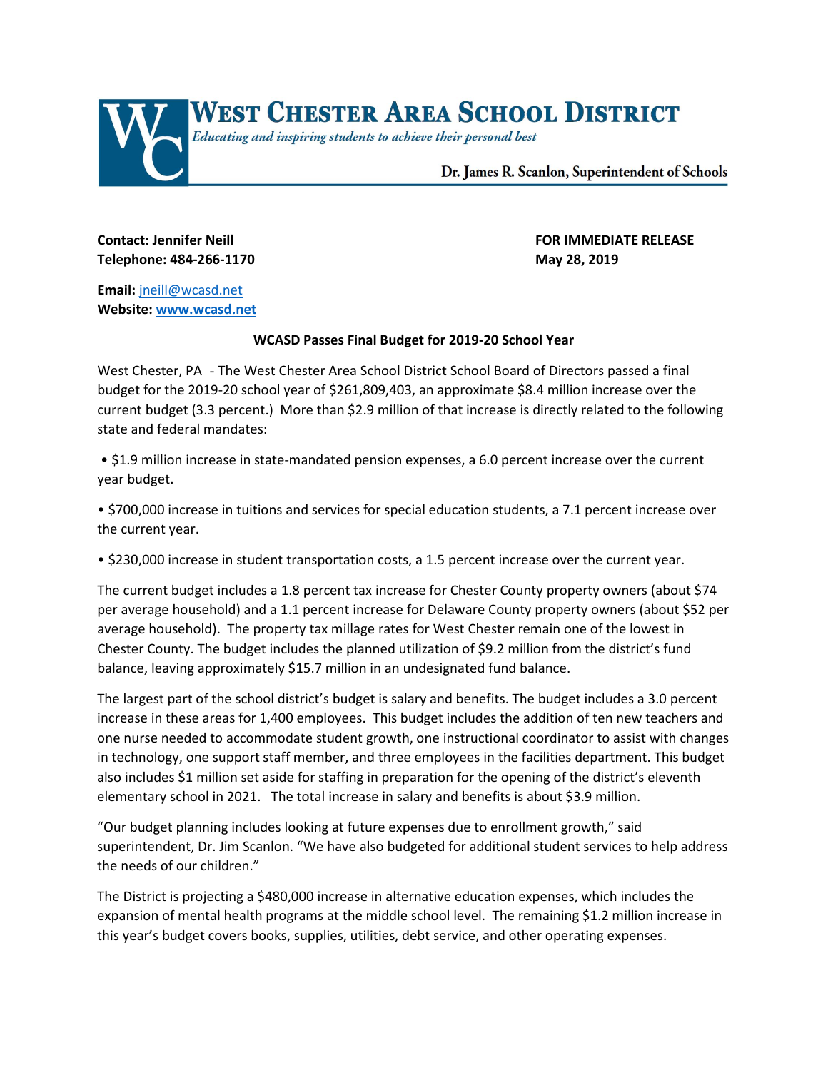# WEST CHESTER AREA SCHOOL DISTRICT

*Educating and inspiring students to achieve their personal best*

Dr. James R. Scanlon, Superintendent of Schools

**Contact: Jennifer Neill**
**Telephone: 484-266-1170**

**FOR IMMEDIATE RELEASE**
**May 28, 2019**

**Email:** jneill@wcasd.net
**Website: www.wcasd.net**

**WCASD Passes Final Budget for 2019-20 School Year**

West Chester, PA - The West Chester Area School District School Board of Directors passed a final budget for the 2019-20 school year of $261,809,403, an approximate $8.4 million increase over the current budget (3.3 percent.) More than $2.9 million of that increase is directly related to the following state and federal mandates:

- $1.9 million increase in state-mandated pension expenses, a 6.0 percent increase over the current year budget.
- $700,000 increase in tuitions and services for special education students, a 7.1 percent increase over the current year.
- $230,000 increase in student transportation costs, a 1.5 percent increase over the current year.

The current budget includes a 1.8 percent tax increase for Chester County property owners (about $74 per average household) and a 1.1 percent increase for Delaware County property owners (about $52 per average household). The property tax millage rates for West Chester remain one of the lowest in Chester County. The budget includes the planned utilization of $9.2 million from the district's fund balance, leaving approximately $15.7 million in an undesignated fund balance.

The largest part of the school district's budget is salary and benefits. The budget includes a 3.0 percent increase in these areas for 1,400 employees. This budget includes the addition of ten new teachers and one nurse needed to accommodate student growth, one instructional coordinator to assist with changes in technology, one support staff member, and three employees in the facilities department. This budget also includes $1 million set aside for staffing in preparation for the opening of the district's eleventh elementary school in 2021. The total increase in salary and benefits is about $3.9 million.

"Our budget planning includes looking at future expenses due to enrollment growth," said superintendent, Dr. Jim Scanlon. "We have also budgeted for additional student services to help address the needs of our children."

The District is projecting a $480,000 increase in alternative education expenses, which includes the expansion of mental health programs at the middle school level. The remaining $1.2 million increase in this year's budget covers books, supplies, utilities, debt service, and other operating expenses.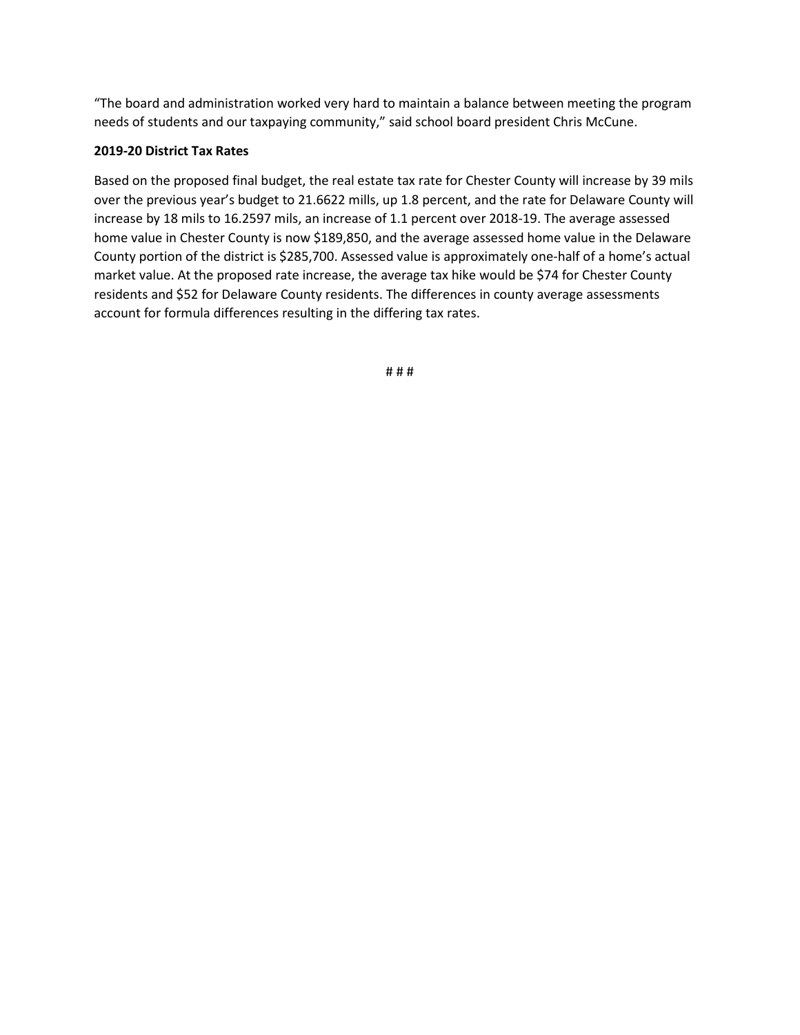"The board and administration worked very hard to maintain a balance between meeting the program needs of students and our taxpaying community," said school board president Chris McCune.

**2019-20 District Tax Rates**

Based on the proposed final budget, the real estate tax rate for Chester County will increase by 39 mils over the previous year's budget to 21.6622 mills, up 1.8 percent, and the rate for Delaware County will increase by 18 mils to 16.2597 mils, an increase of 1.1 percent over 2018-19. The average assessed home value in Chester County is now $189,850, and the average assessed home value in the Delaware County portion of the district is $285,700. Assessed value is approximately one-half of a home's actual market value. At the proposed rate increase, the average tax hike would be $74 for Chester County residents and $52 for Delaware County residents. The differences in county average assessments account for formula differences resulting in the differing tax rates.

# # #